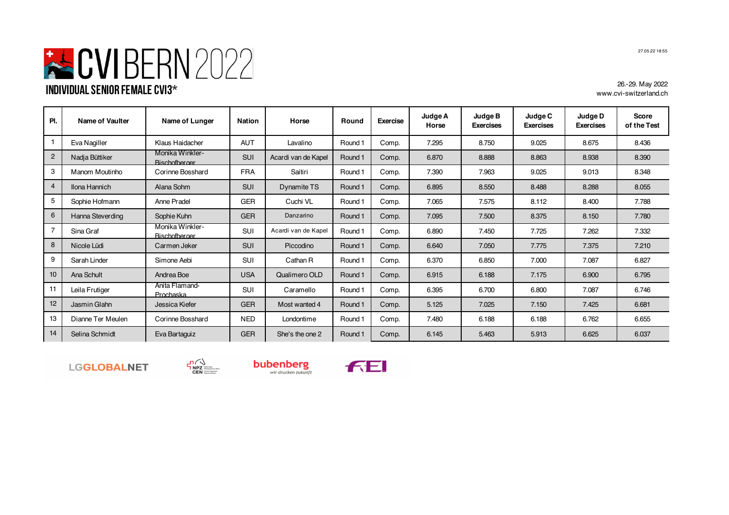# CVI BERN 2022

## INDIVIDUAL SENIOR FEMALE CVI3*

26.-29. May 2022
www.cvi-switzerland.ch

| Pl. | Name of Vaulter | Name of Lunger | Nation | Horse | Round | Exercise | Judge A Horse | Judge B Exercises | Judge C Exercises | Judge D Exercises | Score of the Test |
|---|---|---|---|---|---|---|---|---|---|---|---|
| 1 | Eva Nagiller | Klaus Haidacher | AUT | Lavalino | Round 1 | Comp. | 7.295 | 8.750 | 9.025 | 8.675 | 8.436 |
| 2 | Nadja Büttiker | Monika Winkler-Bischofberger | SUI | Acardi van de Kapel | Round 1 | Comp. | 6.870 | 8.888 | 8.863 | 8.938 | 8.390 |
| 3 | Manon Moutinho | Corinne Bosshard | FRA | Saitiri | Round 1 | Comp. | 7.390 | 7.963 | 9.025 | 9.013 | 8.348 |
| 4 | Ilona Hannich | Alana Sohm | SUI | Dynamite TS | Round 1 | Comp. | 6.895 | 8.550 | 8.488 | 8.288 | 8.055 |
| 5 | Sophie Hofmann | Anne Pradel | GER | Cuchi VL | Round 1 | Comp. | 7.065 | 7.575 | 8.112 | 8.400 | 7.788 |
| 6 | Hanna Steverding | Sophie Kuhn | GER | Danzarino | Round 1 | Comp. | 7.095 | 7.500 | 8.375 | 8.150 | 7.780 |
| 7 | Sina Graf | Monika Winkler-Bischofberger | SUI | Acardi van de Kapel | Round 1 | Comp. | 6.890 | 7.450 | 7.725 | 7.262 | 7.332 |
| 8 | Nicole Lüdi | Carmen Jeker | SUI | Piccodino | Round 1 | Comp. | 6.640 | 7.050 | 7.775 | 7.375 | 7.210 |
| 9 | Sarah Linder | Simone Aebi | SUI | Cathan R | Round 1 | Comp. | 6.370 | 6.850 | 7.000 | 7.087 | 6.827 |
| 10 | Ana Schult | Andrea Boe | USA | Qualimero OLD | Round 1 | Comp. | 6.915 | 6.188 | 7.175 | 6.900 | 6.795 |
| 11 | Leila Frutiger | Anita Flamand-Prochaska | SUI | Caramello | Round 1 | Comp. | 6.395 | 6.700 | 6.800 | 7.087 | 6.746 |
| 12 | Jasmin Glahn | Jessica Kiefer | GER | Most wanted 4 | Round 1 | Comp. | 5.125 | 7.025 | 7.150 | 7.425 | 6.681 |
| 13 | Dianne Ter Meulen | Corinne Bosshard | NED | Londontime | Round 1 | Comp. | 7.480 | 6.188 | 6.188 | 6.762 | 6.655 |
| 14 | Selina Schmidt | Eva Bartaguiz | GER | She's the one 2 | Round 1 | Comp. | 6.145 | 5.463 | 5.913 | 6.625 | 6.037 |

LGGLOBALNET NPZ CEN bubenberg *wir drucken zukunft* FEI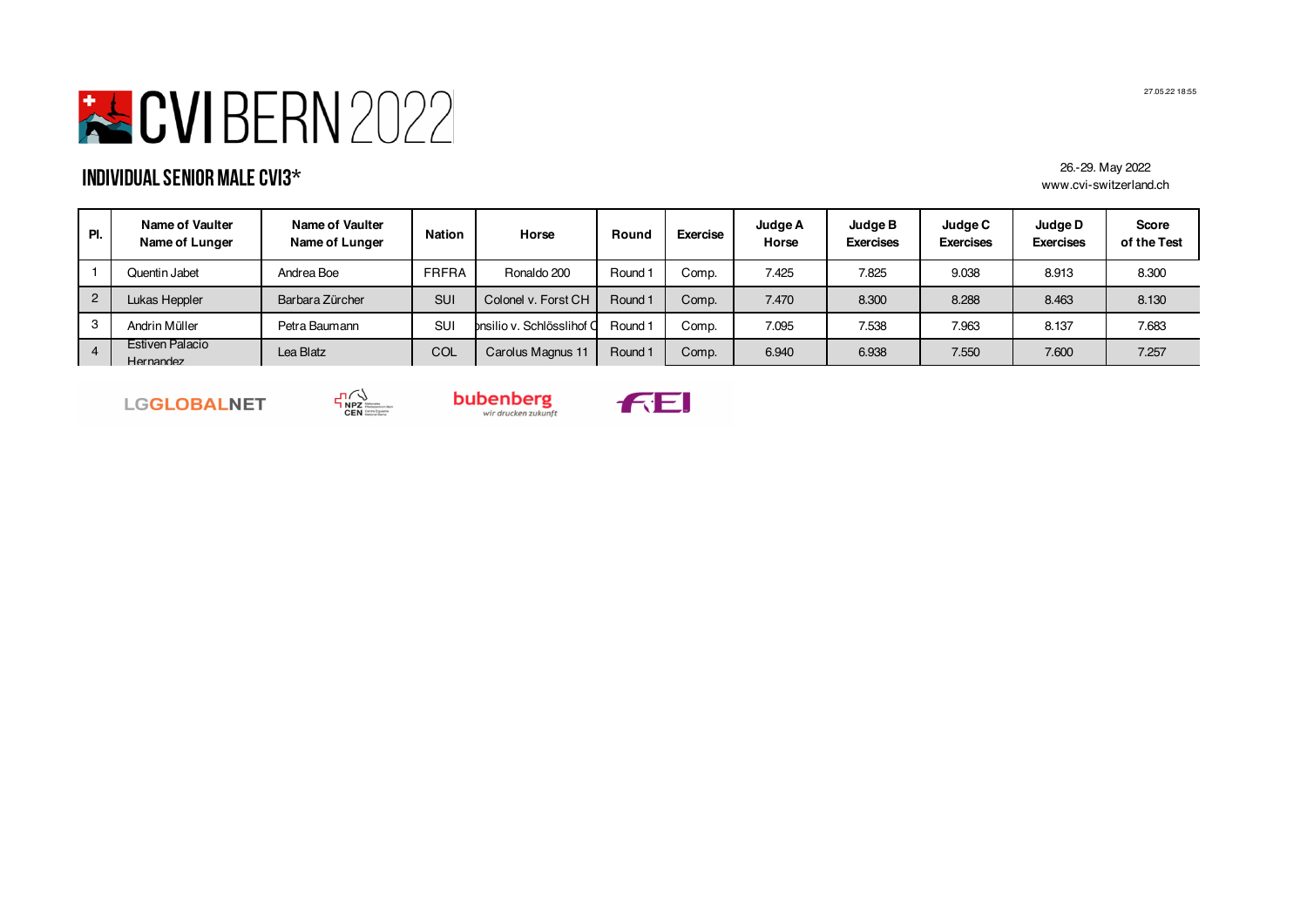# CVI BERN 2022

27.05.22 18:55

## INDIVIDUAL SENIOR MALE CVI3*

26.-29. May 2022
www.cvi-switzerland.ch

| Pl. | Name of Vaulter Name of Lunger | Name of Vaulter Name of Lunger | Nation | Horse | Round | Exercise | Judge A Horse | Judge B Exercises | Judge C Exercises | Judge D Exercises | Score of the Test |
|---|---|---|---|---|---|---|---|---|---|---|---|
| 1 | Quentin Jabet | Andrea Boe | FRFRA | Ronaldo 200 | Round 1 | Comp. | 7.425 | 7.825 | 9.038 | 8.913 | 8.300 |
| 2 | Lukas Heppler | Barbara Zürcher | SUI | Colonel v. Forst CH | Round 1 | Comp. | 7.470 | 8.300 | 8.288 | 8.463 | 8.130 |
| 3 | Andrin Müller | Petra Baumann | SUI | onsilio v. Schlösslihof C | Round 1 | Comp. | 7.095 | 7.538 | 7.963 | 8.137 | 7.683 |
| 4 | Estiven Palacio Hernandez | Lea Blatz | COL | Carolus Magnus 11 | Round 1 | Comp. | 6.940 | 6.938 | 7.550 | 7.600 | 7.257 |

LGGLOBALNET NPZ CEN bubenberg wir drucken zukunft FEI